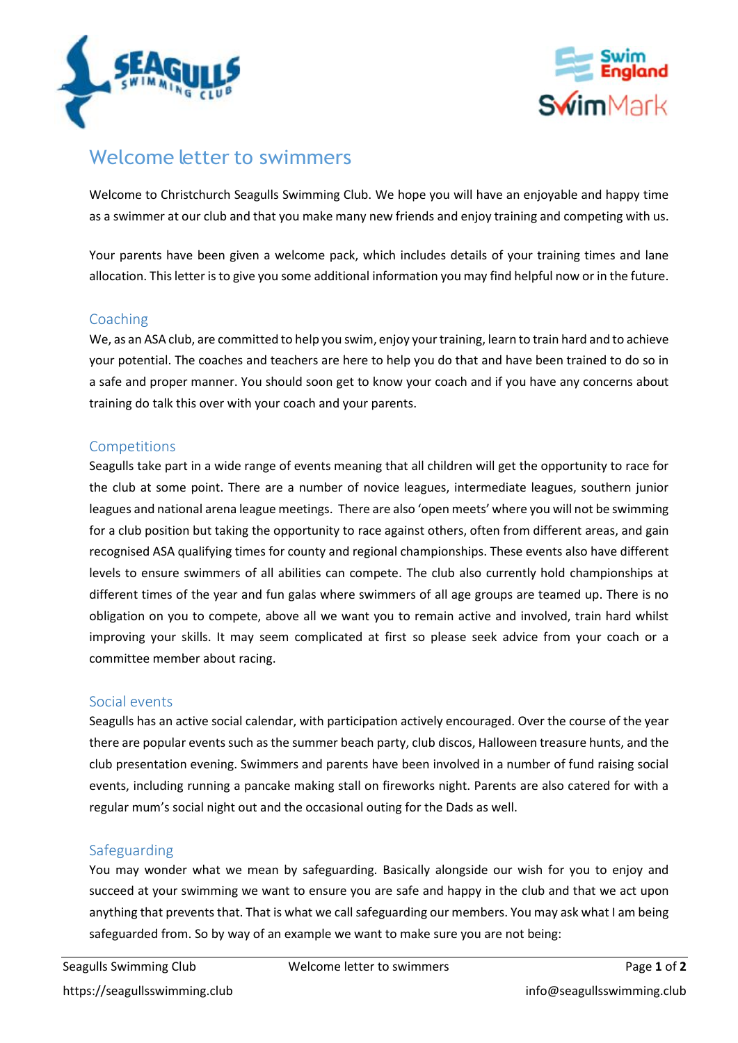# Welcome letter to swimmers

Welcome to Christchurch Seagulls Swimming Club. We hope you will have an enjoyable and happy time as a swimmer at our club and that you make many new friends and enjoy training and competing with us.

Your parents have been given a welcome pack, which includes details of your training times and lane allocation. This letter is to give you some additional information you may find helpful now or in the future.

## Coaching

We, as an ASA club, are committed to help you swim, enjoy your training, learn to train hard and to achieve your potential. The coaches and teachers are here to help you do that and have been trained to do so in a safe and proper manner. You should soon get to know your coach and if you have any concerns about training do talk this over with your coach and your parents.

## Competitions

Seagulls take part in a wide range of events meaning that all children will get the opportunity to race for the club at some point. There are a number of novice leagues, intermediate leagues, southern junior leagues and national arena league meetings. There are also 'open meets' where you will not be swimming for a club position but taking the opportunity to race against others, often from different areas, and gain recognised ASA qualifying times for county and regional championships. These events also have different levels to ensure swimmers of all abilities can compete. The club also currently hold championships at different times of the year and fun galas where swimmers of all age groups are teamed up. There is no obligation on you to compete, above all we want you to remain active and involved, train hard whilst improving your skills. It may seem complicated at first so please seek advice from your coach or a committee member about racing.

## Social events

Seagulls has an active social calendar, with participation actively encouraged. Over the course of the year there are popular events such as the summer beach party, club discos, Halloween treasure hunts, and the club presentation evening. Swimmers and parents have been involved in a number of fund raising social events, including running a pancake making stall on fireworks night. Parents are also catered for with a regular mum's social night out and the occasional outing for the Dads as well.

## Safeguarding

You may wonder what we mean by safeguarding. Basically alongside our wish for you to enjoy and succeed at your swimming we want to ensure you are safe and happy in the club and that we act upon anything that prevents that. That is what we call safeguarding our members. You may ask what I am being safeguarded from. So by way of an example we want to make sure you are not being: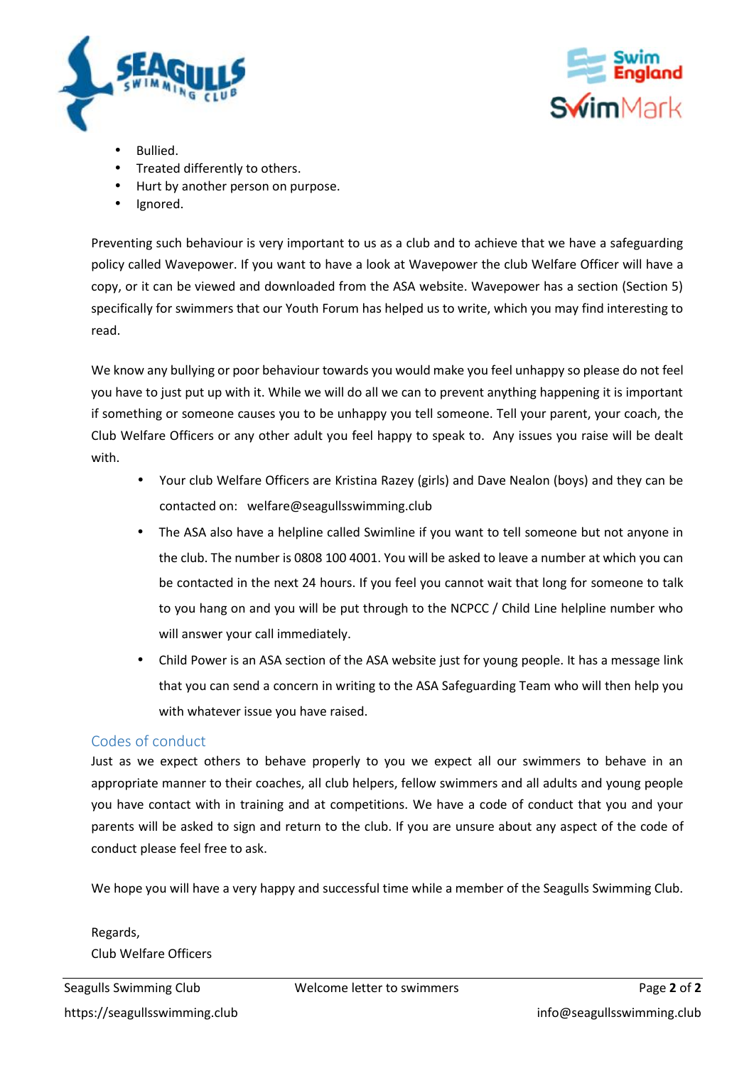- Bullied.
- Treated differently to others.
- Hurt by another person on purpose.
- Ignored.

Preventing such behaviour is very important to us as a club and to achieve that we have a safeguarding policy called Wavepower. If you want to have a look at Wavepower the club Welfare Officer will have a copy, or it can be viewed and downloaded from the ASA website. Wavepower has a section (Section 5) specifically for swimmers that our Youth Forum has helped us to write, which you may find interesting to read.

We know any bullying or poor behaviour towards you would make you feel unhappy so please do not feel you have to just put up with it. While we will do all we can to prevent anything happening it is important if something or someone causes you to be unhappy you tell someone. Tell your parent, your coach, the Club Welfare Officers or any other adult you feel happy to speak to. Any issues you raise will be dealt with.

- Your club Welfare Officers are Kristina Razey (girls) and Dave Nealon (boys) and they can be contacted on: welfare@seagullsswimming.club
- The ASA also have a helpline called Swimline if you want to tell someone but not anyone in the club. The number is 0808 100 4001. You will be asked to leave a number at which you can be contacted in the next 24 hours. If you feel you cannot wait that long for someone to talk to you hang on and you will be put through to the NCPCC / Child Line helpline number who will answer your call immediately.
- Child Power is an ASA section of the ASA website just for young people. It has a message link that you can send a concern in writing to the ASA Safeguarding Team who will then help you with whatever issue you have raised.

## Codes of conduct

Just as we expect others to behave properly to you we expect all our swimmers to behave in an appropriate manner to their coaches, all club helpers, fellow swimmers and all adults and young people you have contact with in training and at competitions. We have a code of conduct that you and your parents will be asked to sign and return to the club. If you are unsure about any aspect of the code of conduct please feel free to ask.

We hope you will have a very happy and successful time while a member of the Seagulls Swimming Club.

Regards,
Club Welfare Officers